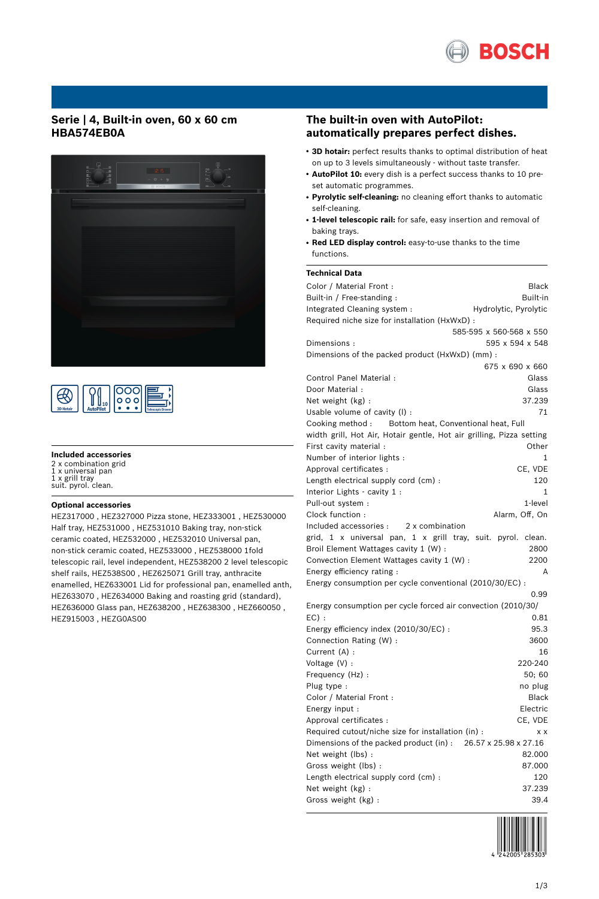# Serie | 4, Built-in oven, 60 x 60 cm
# HBA574EB0A

3D Hotair | AutoPilot 10 | Telescopic Drawer

### Included accessories

2 x combination grid
1 x universal pan
1 x grill tray
suit. pyrol. clean.

### Optional accessories

HEZ317000 , HEZ327000 Pizza stone, HEZ333001 , HEZ530000 Half tray, HEZ531000 , HEZ531010 Baking tray, non-stick ceramic coated, HEZ532000 , HEZ532010 Universal pan, non-stick ceramic coated, HEZ533000 , HEZ538000 1fold telescopic rail, level independent, HEZ538200 2 level telescopic shelf rails, HEZ538S00 , HEZ625071 Grill tray, anthracite enamelled, HEZ633001 Lid for professional pan, enamelled anth, HEZ633070 , HEZ634000 Baking and roasting grid (standard), HEZ636000 Glass pan, HEZ638200 , HEZ638300 , HEZ660050 , HEZ915003 , HEZG0AS00

## The built-in oven with AutoPilot: automatically prepares perfect dishes.

- **3D hotair:** perfect results thanks to optimal distribution of heat on up to 3 levels simultaneously - without taste transfer.
- **AutoPilot 10:** every dish is a perfect success thanks to 10 pre-set automatic programmes.
- **Pyrolytic self-cleaning:** no cleaning effort thanks to automatic self-cleaning.
- **1-level telescopic rail:** for safe, easy insertion and removal of baking trays.
- **Red LED display control:** easy-to-use thanks to the time functions.

### Technical Data

| | |
|---|---|
| Color / Material Front : | Black |
| Built-in / Free-standing : | Built-in |
| Integrated Cleaning system : | Hydrolytic, Pyrolytic |
| Required niche size for installation (HxWxD) : | 585-595 x 560-568 x 550 |
| Dimensions : | 595 x 594 x 548 |
| Dimensions of the packed product (HxWxD) (mm) : | 675 x 690 x 660 |
| Control Panel Material : | Glass |
| Door Material : | Glass |
| Net weight (kg) : | 37.239 |
| Usable volume of cavity (l) : | 71 |
| Cooking method : | Bottom heat, Conventional heat, Full width grill, Hot Air, Hotair gentle, Hot air grilling, Pizza setting |
| First cavity material : | Other |
| Number of interior lights : | 1 |
| Approval certificates : | CE, VDE |
| Length electrical supply cord (cm) : | 120 |
| Interior Lights - cavity 1 : | 1 |
| Pull-out system : | 1-level |
| Clock function : | Alarm, Off, On |
| Included accessories : | 2 x combination grid, 1 x universal pan, 1 x grill tray, suit. pyrol. clean. |
| Broil Element Wattages cavity 1 (W) : | 2800 |
| Convection Element Wattages cavity 1 (W) : | 2200 |
| Energy efficiency rating : | A |
| Energy consumption per cycle conventional (2010/30/EC) : | 0.99 |
| Energy consumption per cycle forced air convection (2010/30/EC) : | 0.81 |
| Energy efficiency index (2010/30/EC) : | 95.3 |
| Connection Rating (W) : | 3600 |
| Current (A) : | 16 |
| Voltage (V) : | 220-240 |
| Frequency (Hz) : | 50; 60 |
| Plug type : | no plug |
| Color / Material Front : | Black |
| Energy input : | Electric |
| Approval certificates : | CE, VDE |
| Required cutout/niche size for installation (in) : | x x |
| Dimensions of the packed product (in) : | 26.57 x 25.98 x 27.16 |
| Net weight (lbs) : | 82.000 |
| Gross weight (lbs) : | 87.000 |
| Length electrical supply cord (cm) : | 120 |
| Net weight (kg) : | 37.239 |
| Gross weight (kg) : | 39.4 |

4 242005 285303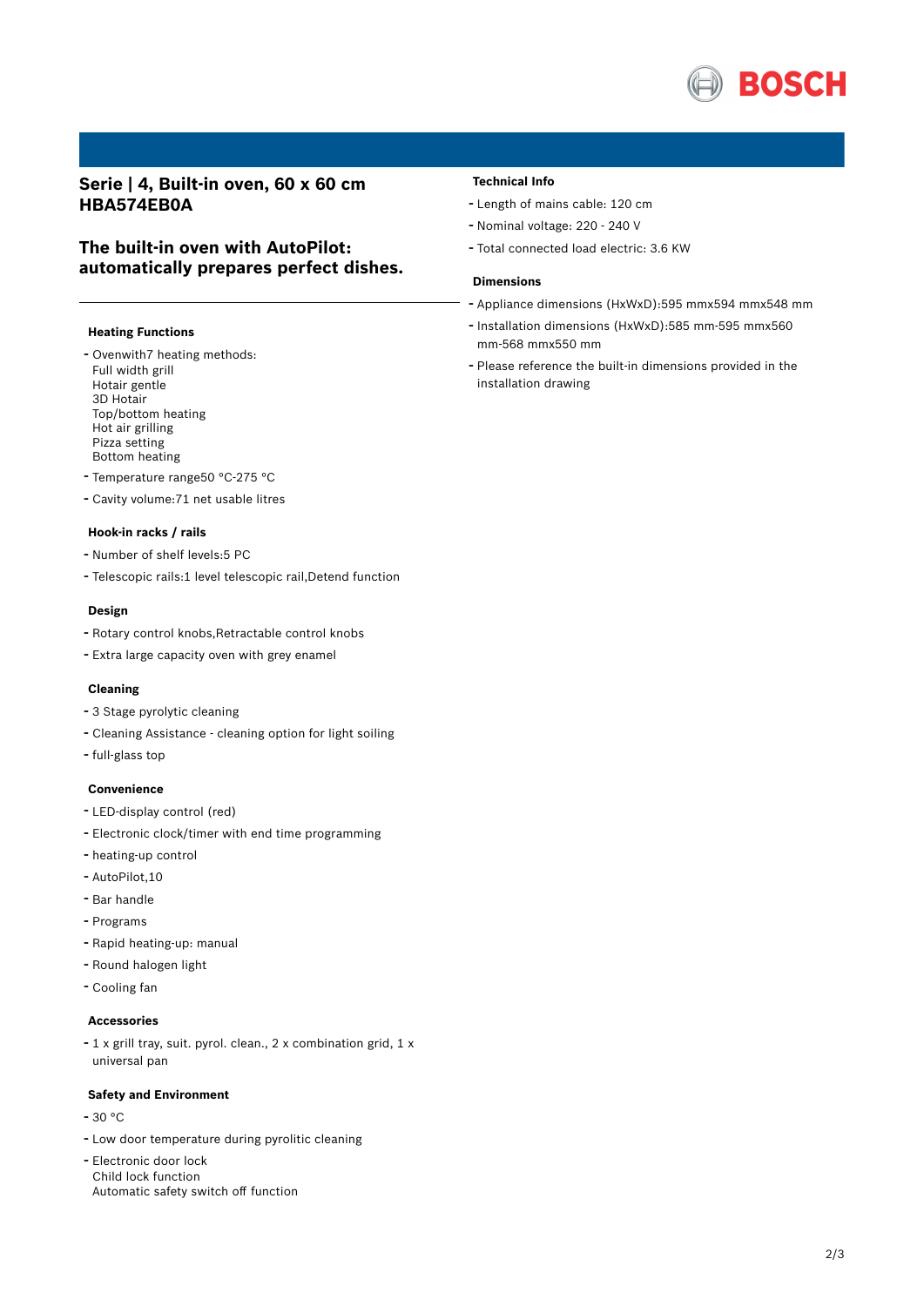# Serie | 4, Built-in oven, 60 x 60 cm
# HBA574EB0A

## The built-in oven with AutoPilot: automatically prepares perfect dishes.

### Heating Functions

- Ovenwith7 heating methods:
  Full width grill
  Hotair gentle
  3D Hotair
  Top/bottom heating
  Hot air grilling
  Pizza setting
  Bottom heating
- Temperature range50 °C-275 °C
- Cavity volume:71 net usable litres

### Hook-in racks / rails

- Number of shelf levels:5 PC
- Telescopic rails:1 level telescopic rail,Detend function

### Design

- Rotary control knobs,Retractable control knobs
- Extra large capacity oven with grey enamel

### Cleaning

- 3 Stage pyrolytic cleaning
- Cleaning Assistance - cleaning option for light soiling
- full-glass top

### Convenience

- LED-display control (red)
- Electronic clock/timer with end time programming
- heating-up control
- AutoPilot,10
- Bar handle
- Programs
- Rapid heating-up: manual
- Round halogen light
- Cooling fan

### Accessories

- 1 x grill tray, suit. pyrol. clean., 2 x combination grid, 1 x universal pan

### Safety and Environment

- 30 °C
- Low door temperature during pyrolitic cleaning
- Electronic door lock
  Child lock function
  Automatic safety switch off function

### Technical Info

- Length of mains cable: 120 cm
- Nominal voltage: 220 - 240 V
- Total connected load electric: 3.6 KW

### Dimensions

- Appliance dimensions (HxWxD):595 mmx594 mmx548 mm
- Installation dimensions (HxWxD):585 mm-595 mmx560 mm-568 mmx550 mm
- Please reference the built-in dimensions provided in the installation drawing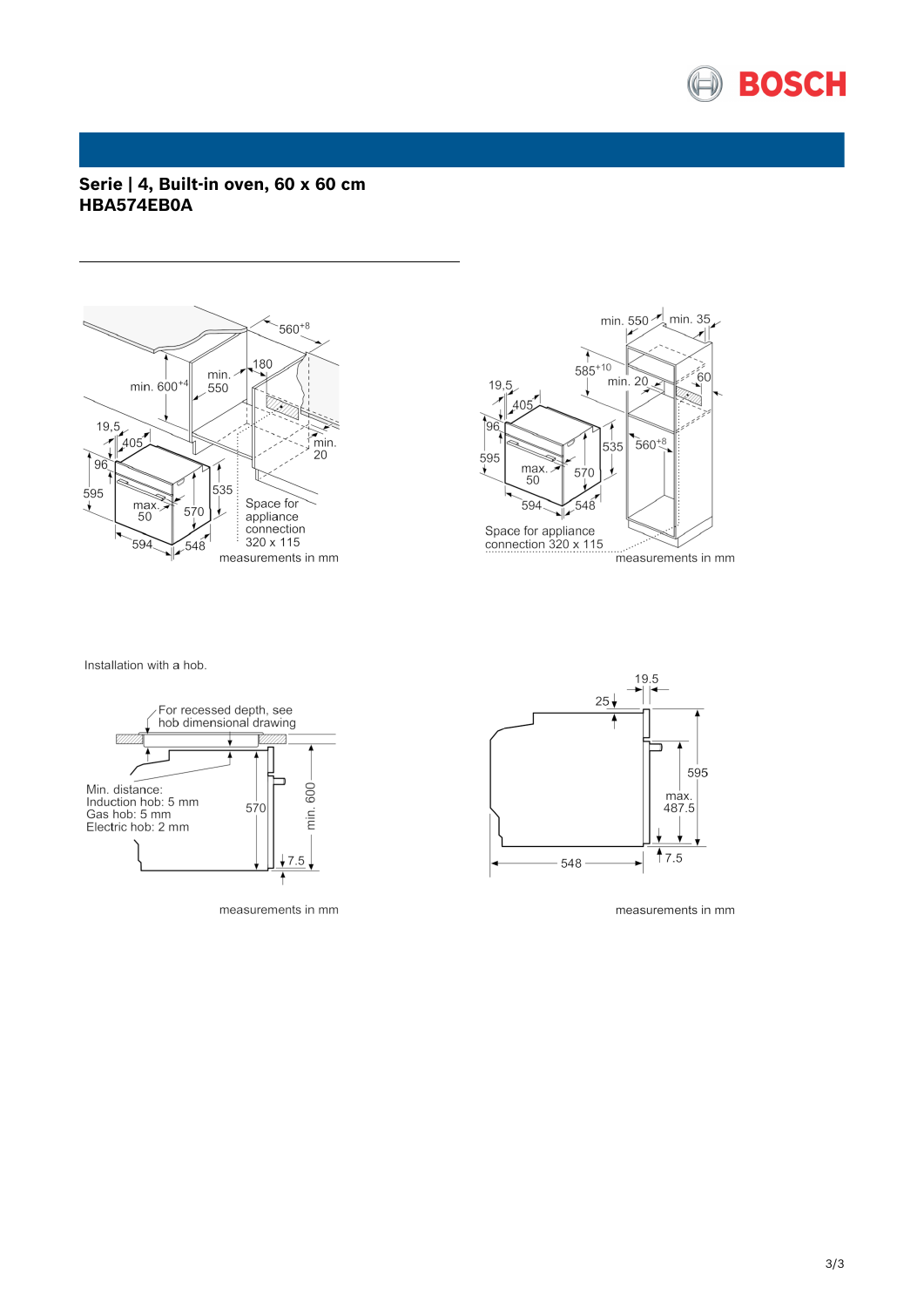**Serie | 4, Built-in oven, 60 x 60 cm**
**HBA574EB0A**

560+8
min. 600+4
min. 550
180
19,5
405
96
595
max. 50
570
535
min. 20
594
548
Space for appliance connection 320 x 115
measurements in mm

min. 550
min. 35
585+10
min. 20
60
19,5
405
96
595
max. 50
570
535
560+8
594
548
Space for appliance connection 320 x 115
measurements in mm

Installation with a hob.

For recessed depth, see hob dimensional drawing
Min. distance:
Induction hob: 5 mm
Gas hob: 5 mm
Electric hob: 2 mm
570
min. 600
7.5
measurements in mm

19.5
25
595
max. 487.5
548
7.5
measurements in mm